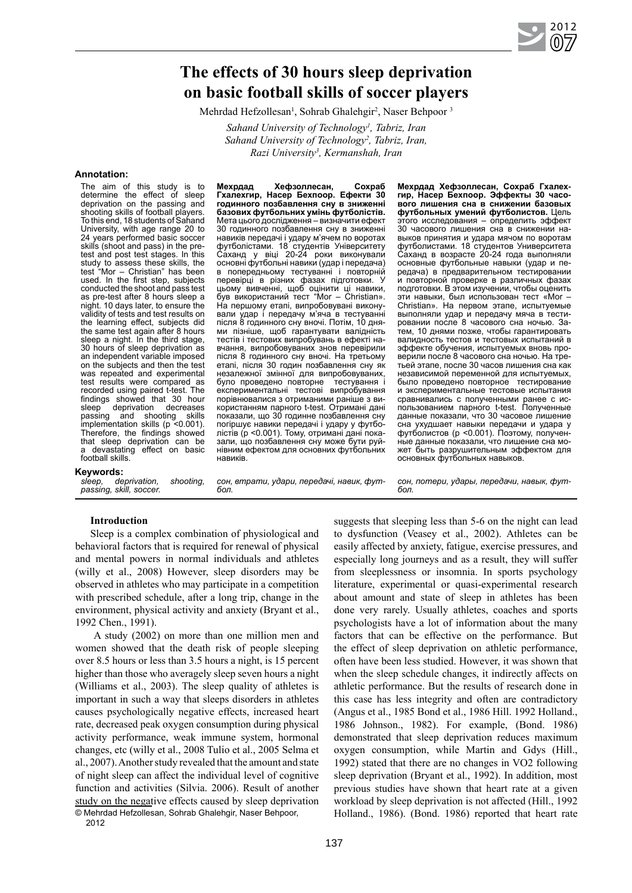# The effects of 30 hours sleep deprivation on basic football skills of soccer players

Mehrdad Hefzollesan[1], Sohrab Ghalehgir[2], Naser Behpoor [3]

*Sahand University of Technology[1], Tabriz, Iran*
*Sahand University of Technology[2], Tabriz, Iran,*
*Razi University[3], Kermanshah, Iran*

**Annotation:**

The aim of this study is to determine the effect of sleep deprivation on the passing and shooting skills of football players. To this end, 18 students of Sahand University, with age range 20 to 24 years performed basic soccer skills (shoot and pass) in the pre-test and post test stages. In this study to assess these skills, the test "Mor – Christian" has been used. In the first step, subjects conducted the shoot and pass test as pre-test after 8 hours sleep a night. 10 days later, to ensure the validity of tests and test results on the learning effect, subjects did the same test again after 8 hours sleep a night. In the third stage, 30 hours of sleep deprivation as an independent variable imposed on the subjects and then the test was repeated and experimental test results were compared as recorded using paired t-test. The findings showed that 30 hour sleep deprivation decreases passing and shooting skills implementation skills ($p < 0.001$). Therefore, the findings showed that sleep deprivation can be a devastating effect on basic football skills.

**Мехрдад Хефзоллесан, Сохраб Гхалехгир, Насер Бехпоор. Ефекти 30 годинного позбавлення сну в зниженні базових футбольних умінь футболістів.** Мета цього дослідження – визначити ефект 30 годинного позбавлення сну в зниженні навиків передачі і удару м'ячем по воротах футболістами. 18 студентів Університету Саханд у віці 20-24 роки виконували основні футбольні навики (удар і передача) в попередньому тестуванні і повторній перевірці в різних фазах підготовки. У цьому вивченні, щоб оцінити ці навики, був використаний тест "Mor – Christian". На першому етапі, випробовувані виконували удар і передачу м'яча в тестуванні після 8 годинного сну вночі. Потім, 10 днями пізніше, щоб гарантувати валідність тестів і тестових випробувань в ефекті навчання, випробовуваних знов перевірили після 8 годинного сну вночі. На третьому етапі, після 30 годин позбавлення сну як незалежної змінної для випробовуваних, було проведено повторне тестування і експериментальні тестові випробування порівнювалися з отриманими раніше з використанням парного t-test. Отримані дані показали, що 30 годинне позбавлення сну погіршує навики передачі і удару у футболістів ($p < 0.001$). Тому, отримані дані показали, що позбавлення сну може бути руйнівним ефектом для основних футбольних навиків.

**Мехрдад Хефзоллесан, Сохраб Гхалехгир, Насер Бехпоор. Эффекты 30 часового лишения сна в снижении базовых футбольных умений футболистов.** Цель этого исследования – определить эффект 30 часового лишения сна в снижении навыков принятия и удара мячом по воротам футболистами. 18 студентов Университета Саханд в возрасте 20-24 года выполняли основные футбольные навыки (удар и передача) в предварительном тестировании и повторной проверке в различных фазах подготовки. В этом изучении, чтобы оценить эти навыки, был использован тест «Mor – Christian». На первом этапе, испытуемые выполняли удар и передачу мяча в тестировании после 8 часового сна ночью. Затем, 10 днями позже, чтобы гарантировать валидность тестов и тестовых испытаний в эффекте обучения, испытуемых вновь проверили после 8 часового сна ночью. На третьей этапе, после 30 часов лишения сна как независимой переменной для испытуемых, было проведено повторное тестирование и экспериментальные тестовые испытания сравнивались с полученными ранее с использованием парного t-test. Полученные данные показали, что 30 часовое лишение сна ухудшает навыки передачи и удара у футболистов ($p < 0.001$). Поэтому, полученные данные показали, что лишение сна может быть разрушительным эффектом для основных футбольных навыков.

**Keywords:**

*sleep, deprivation, shooting, passing, skill, soccer.*

*сон, втрати, удари, передачі, навик, футбол.*

*сон, потери, удары, передачи, навык, футбол.*

## Introduction

Sleep is a complex combination of physiological and behavioral factors that is required for renewal of physical and mental powers in normal individuals and athletes (willy et al., 2008) However, sleep disorders may be observed in athletes who may participate in a competition with prescribed schedule, after a long trip, change in the environment, physical activity and anxiety (Bryant et al., 1992 Chen., 1991).

A study (2002) on more than one million men and women showed that the death risk of people sleeping over 8.5 hours or less than 3.5 hours a night, is 15 percent higher than those who averagely sleep seven hours a night (Williams et al., 2003). The sleep quality of athletes is important in such a way that sleeps disorders in athletes causes psychologically negative effects, increased heart rate, decreased peak oxygen consumption during physical activity performance, weak immune system, hormonal changes, etc (willy et al., 2008 Tulio et al., 2005 Selma et al., 2007). Another study revealed that the amount and state of night sleep can affect the individual level of cognitive function and activities (Silvia. 2006). Result of another study on the negative effects caused by sleep deprivation suggests that sleeping less than 5-6 on the night can lead to dysfunction (Veasey et al., 2002). Athletes can be easily affected by anxiety, fatigue, exercise pressures, and especially long journeys and as a result, they will suffer from sleeplessness or insomnia. In sports psychology literature, experimental or quasi-experimental research about amount and state of sleep in athletes has been done very rarely. Usually athletes, coaches and sports psychologists have a lot of information about the many factors that can be effective on the performance. But the effect of sleep deprivation on athletic performance, often have been less studied. However, it was shown that when the sleep schedule changes, it indirectly affects on athletic performance. But the results of research done in this case has less integrity and often are contradictory (Angus et al., 1985 Bond et al., 1986 Hill. 1992 Holland., 1986 Johnson., 1982). For example, (Bond. 1986) demonstrated that sleep deprivation reduces maximum oxygen consumption, while Martin and Gdys (Hill., 1992) stated that there are no changes in VO2 following sleep deprivation (Bryant et al., 1992). In addition, most previous studies have shown that heart rate at a given workload by sleep deprivation is not affected (Hill., 1992 Holland., 1986). (Bond. 1986) reported that heart rate

© Mehrdad Hefzollesan, Sohrab Ghalehgir, Naser Behpoor, 2012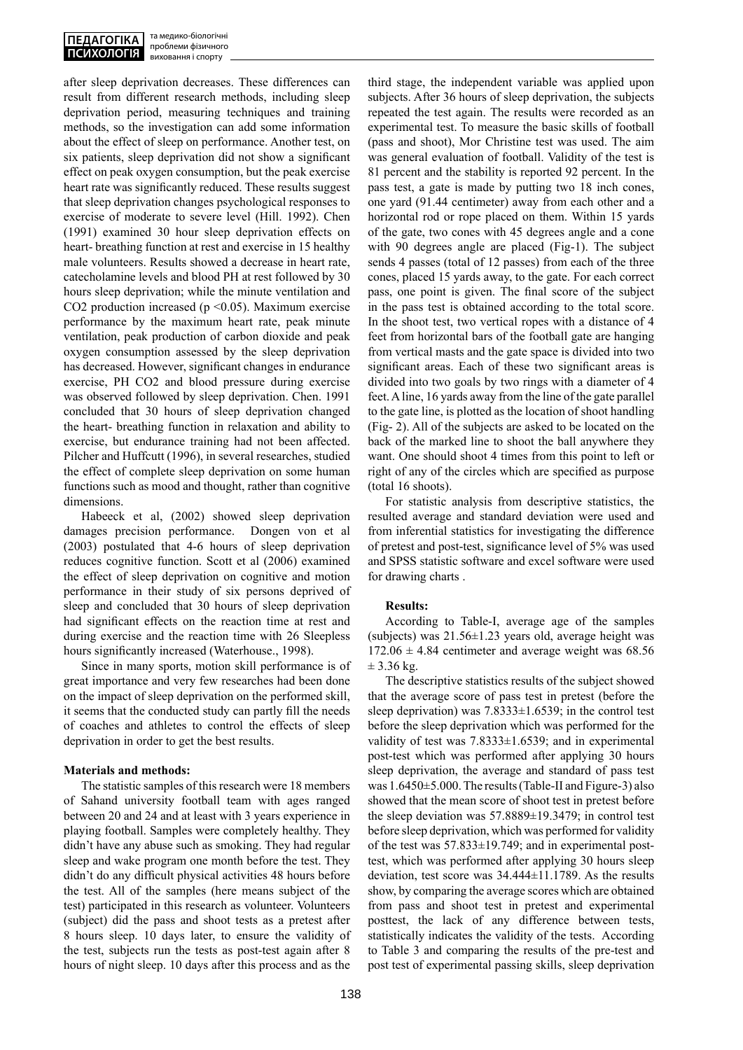after sleep deprivation decreases. These differences can result from different research methods, including sleep deprivation period, measuring techniques and training methods, so the investigation can add some information about the effect of sleep on performance. Another test, on six patients, sleep deprivation did not show a significant effect on peak oxygen consumption, but the peak exercise heart rate was significantly reduced. These results suggest that sleep deprivation changes psychological responses to exercise of moderate to severe level (Hill. 1992). Chen (1991) examined 30 hour sleep deprivation effects on heart- breathing function at rest and exercise in 15 healthy male volunteers. Results showed a decrease in heart rate, catecholamine levels and blood PH at rest followed by 30 hours sleep deprivation; while the minute ventilation and $CO_2$ production increased ($p < 0.05$). Maximum exercise performance by the maximum heart rate, peak minute ventilation, peak production of carbon dioxide and peak oxygen consumption assessed by the sleep deprivation has decreased. However, significant changes in endurance exercise, PH $CO_2$ and blood pressure during exercise was observed followed by sleep deprivation. Chen. 1991 concluded that 30 hours of sleep deprivation changed the heart- breathing function in relaxation and ability to exercise, but endurance training had not been affected. Pilcher and Huffcutt (1996), in several researches, studied the effect of complete sleep deprivation on some human functions such as mood and thought, rather than cognitive dimensions.

Habeeck et al, (2002) showed sleep deprivation damages precision performance. Dongen von et al (2003) postulated that 4-6 hours of sleep deprivation reduces cognitive function. Scott et al (2006) examined the effect of sleep deprivation on cognitive and motion performance in their study of six persons deprived of sleep and concluded that 30 hours of sleep deprivation had significant effects on the reaction time at rest and during exercise and the reaction time with 26 Sleepless hours significantly increased (Waterhouse., 1998).

Since in many sports, motion skill performance is of great importance and very few researches had been done on the impact of sleep deprivation on the performed skill, it seems that the conducted study can partly fill the needs of coaches and athletes to control the effects of sleep deprivation in order to get the best results.

**Materials and methods:**

The statistic samples of this research were 18 members of Sahand university football team with ages ranged between 20 and 24 and at least with 3 years experience in playing football. Samples were completely healthy. They didn't have any abuse such as smoking. They had regular sleep and wake program one month before the test. They didn't do any difficult physical activities 48 hours before the test. All of the samples (here means subject of the test) participated in this research as volunteer. Volunteers (subject) did the pass and shoot tests as a pretest after 8 hours sleep. 10 days later, to ensure the validity of the test, subjects run the tests as post-test again after 8 hours of night sleep. 10 days after this process and as the third stage, the independent variable was applied upon subjects. After 36 hours of sleep deprivation, the subjects repeated the test again. The results were recorded as an experimental test. To measure the basic skills of football (pass and shoot), Mor Christine test was used. The aim was general evaluation of football. Validity of the test is 81 percent and the stability is reported 92 percent. In the pass test, a gate is made by putting two 18 inch cones, one yard (91.44 centimeter) away from each other and a horizontal rod or rope placed on them. Within 15 yards of the gate, two cones with 45 degrees angle and a cone with 90 degrees angle are placed (Fig-1). The subject sends 4 passes (total of 12 passes) from each of the three cones, placed 15 yards away, to the gate. For each correct pass, one point is given. The final score of the subject in the pass test is obtained according to the total score. In the shoot test, two vertical ropes with a distance of 4 feet from horizontal bars of the football gate are hanging from vertical masts and the gate space is divided into two significant areas. Each of these two significant areas is divided into two goals by two rings with a diameter of 4 feet. A line, 16 yards away from the line of the gate parallel to the gate line, is plotted as the location of shoot handling (Fig- 2). All of the subjects are asked to be located on the back of the marked line to shoot the ball anywhere they want. One should shoot 4 times from this point to left or right of any of the circles which are specified as purpose (total 16 shoots).

For statistic analysis from descriptive statistics, the resulted average and standard deviation were used and from inferential statistics for investigating the difference of pretest and post-test, significance level of 5% was used and SPSS statistic software and excel software were used for drawing charts .

**Results:**

According to Table-I, average age of the samples (subjects) was 21.56±1.23 years old, average height was 172.06 ± 4.84 centimeter and average weight was 68.56 ± 3.36 kg.

The descriptive statistics results of the subject showed that the average score of pass test in pretest (before the sleep deprivation) was 7.8333±1.6539; in the control test before the sleep deprivation which was performed for the validity of test was 7.8333±1.6539; and in experimental post-test which was performed after applying 30 hours sleep deprivation, the average and standard of pass test was 1.6450±5.000. The results (Table-II and Figure-3) also showed that the mean score of shoot test in pretest before the sleep deviation was 57.8889±19.3479; in control test before sleep deprivation, which was performed for validity of the test was 57.833±19.749; and in experimental post-test, which was performed after applying 30 hours sleep deviation, test score was 34.444±11.1789. As the results show, by comparing the average scores which are obtained from pass and shoot test in pretest and experimental posttest, the lack of any difference between tests, statistically indicates the validity of the tests. According to Table 3 and comparing the results of the pre-test and post test of experimental passing skills, sleep deprivation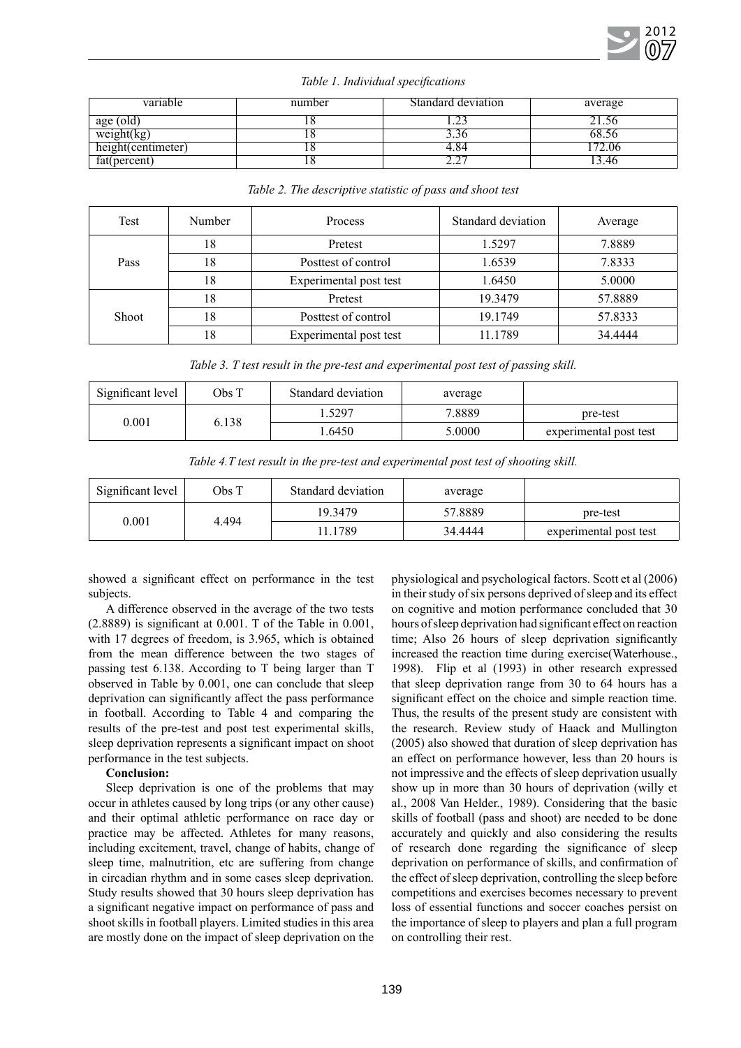*Table 1. Individual specifications*

| variable | number | Standard deviation | average |
|---|---|---|---|
| age (old) | 18 | 1.23 | 21.56 |
| weight(kg) | 18 | 3.36 | 68.56 |
| height(centimeter) | 18 | 4.84 | 172.06 |
| fat(percent) | 18 | 2.27 | 13.46 |

*Table 2. The descriptive statistic of pass and shoot test*

| Test | Number | Process | Standard deviation | Average |
|---|---|---|---|---|
| Pass | 18 | Pretest | 1.5297 | 7.8889 |
| | 18 | Posttest of control | 1.6539 | 7.8333 |
| | 18 | Experimental post test | 1.6450 | 5.0000 |
| Shoot | 18 | Pretest | 19.3479 | 57.8889 |
| | 18 | Posttest of control | 19.1749 | 57.8333 |
| | 18 | Experimental post test | 11.1789 | 34.4444 |

*Table 3. T test result in the pre-test and experimental post test of passing skill.*

| Significant level | Obs T | Standard deviation | average | |
|---|---|---|---|---|
| 0.001 | 6.138 | 1.5297 | 7.8889 | pre-test |
| | | 1.6450 | 5.0000 | experimental post test |

*Table 4.T test result in the pre-test and experimental post test of shooting skill.*

| Significant level | Obs T | Standard deviation | average | |
|---|---|---|---|---|
| 0.001 | 4.494 | 19.3479 | 57.8889 | pre-test |
| | | 11.1789 | 34.4444 | experimental post test |

showed a significant effect on performance in the test subjects.

A difference observed in the average of the two tests (2.8889) is significant at 0.001. T of the Table in 0.001, with 17 degrees of freedom, is 3.965, which is obtained from the mean difference between the two stages of passing test 6.138. According to T being larger than T observed in Table by 0.001, one can conclude that sleep deprivation can significantly affect the pass performance in football. According to Table 4 and comparing the results of the pre-test and post test experimental skills, sleep deprivation represents a significant impact on shoot performance in the test subjects.

**Conclusion:**

Sleep deprivation is one of the problems that may occur in athletes caused by long trips (or any other cause) and their optimal athletic performance on race day or practice may be affected. Athletes for many reasons, including excitement, travel, change of habits, change of sleep time, malnutrition, etc are suffering from change in circadian rhythm and in some cases sleep deprivation. Study results showed that 30 hours sleep deprivation has a significant negative impact on performance of pass and shoot skills in football players. Limited studies in this area are mostly done on the impact of sleep deprivation on the physiological and psychological factors. Scott et al (2006) in their study of six persons deprived of sleep and its effect on cognitive and motion performance concluded that 30 hours of sleep deprivation had significant effect on reaction time; Also 26 hours of sleep deprivation significantly increased the reaction time during exercise(Waterhouse., 1998). Flip et al (1993) in other research expressed that sleep deprivation range from 30 to 64 hours has a significant effect on the choice and simple reaction time. Thus, the results of the present study are consistent with the research. Review study of Haack and Mullington (2005) also showed that duration of sleep deprivation has an effect on performance however, less than 20 hours is not impressive and the effects of sleep deprivation usually show up in more than 30 hours of deprivation (willy et al., 2008 Van Helder., 1989). Considering that the basic skills of football (pass and shoot) are needed to be done accurately and quickly and also considering the results of research done regarding the significance of sleep deprivation on performance of skills, and confirmation of the effect of sleep deprivation, controlling the sleep before competitions and exercises becomes necessary to prevent loss of essential functions and soccer coaches persist on the importance of sleep to players and plan a full program on controlling their rest.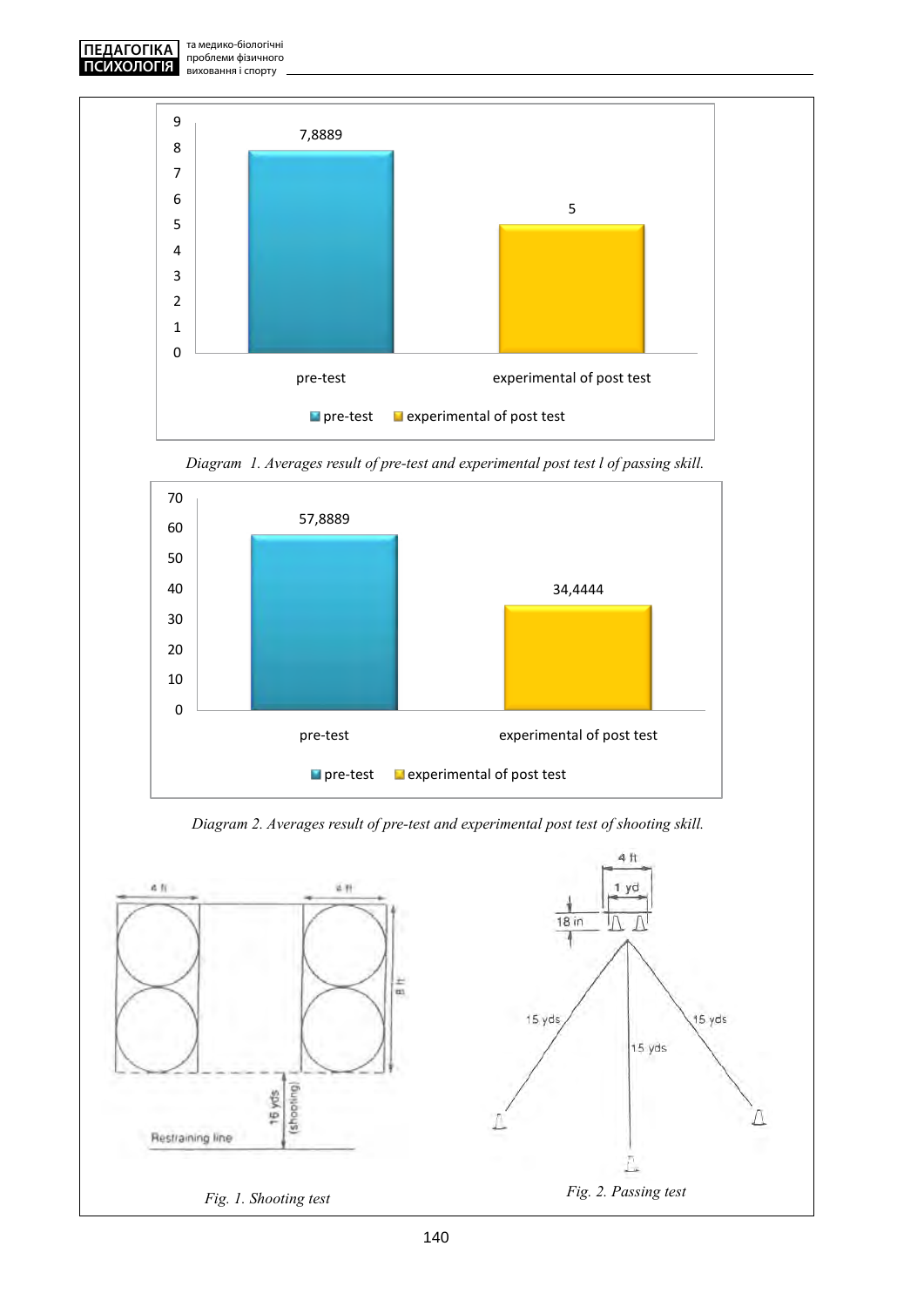*Diagram 1. Averages result of pre-test and experimental post test l of passing skill.*

*Diagram 2. Averages result of pre-test and experimental post test of shooting skill.*

*Fig. 1. Shooting test*

*Fig. 2. Passing test*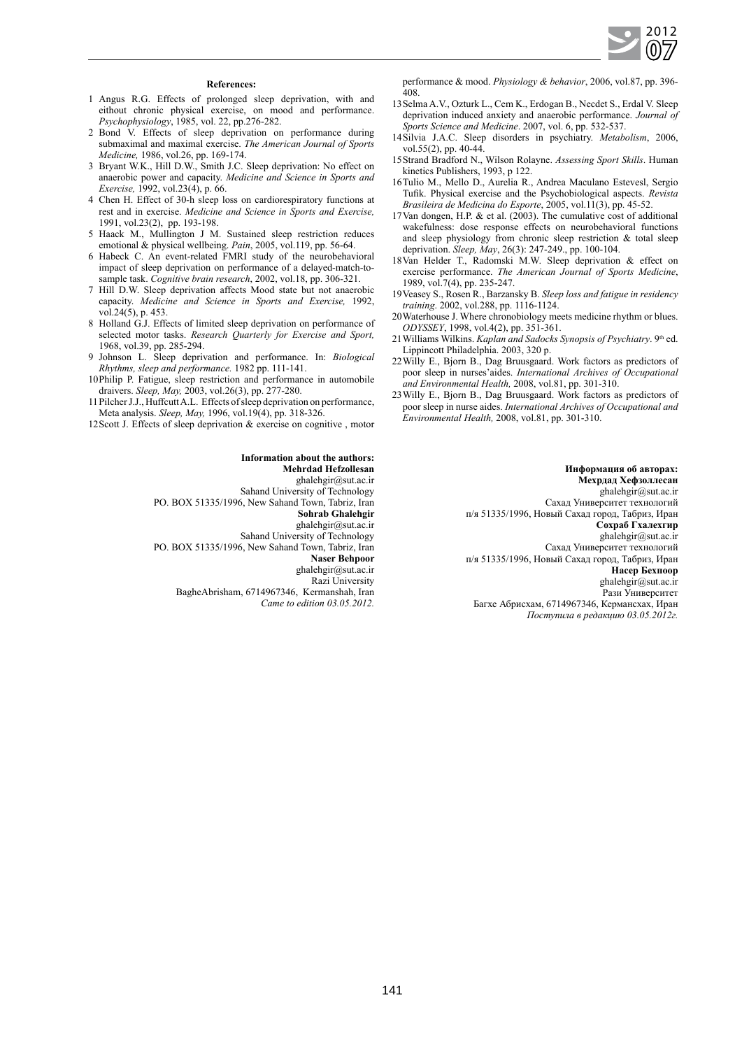**References:**

1 Angus R.G. Effects of prolonged sleep deprivation, with and eithout chronic physical exercise, on mood and performance. *Psychophysiology*, 1985, vol. 22, pp.276-282.
2 Bond V. Effects of sleep deprivation on performance during submaximal and maximal exercise. *The American Journal of Sports Medicine,* 1986, vol.26, pp. 169-174.
3 Bryant W.K., Hill D.W., Smith J.C. Sleep deprivation: No effect on anaerobic power and capacity. *Medicine and Science in Sports and Exercise,* 1992, vol.23(4), p. 66.
4 Chen H. Effect of 30-h sleep loss on cardiorespiratory functions at rest and in exercise. *Medicine and Science in Sports and Exercise,* 1991, vol.23(2), pp. 193-198.
5 Haack M., Mullington J M. Sustained sleep restriction reduces emotional & physical wellbeing. *Pain*, 2005, vol.119, pp. 56-64.
6 Habeck C. An event-related FMRI study of the neurobehavioral impact of sleep deprivation on performance of a delayed-match-to-sample task. *Cognitive brain research*, 2002, vol.18, pp. 306-321.
7 Hill D.W. Sleep deprivation affects Mood state but not anaerobic capacity. *Medicine and Science in Sports and Exercise,* 1992, vol.24(5), p. 453.
8 Holland G.J. Effects of limited sleep deprivation on performance of selected motor tasks. *Research Quarterly for Exercise and Sport,* 1968, vol.39, pp. 285-294.
9 Johnson L. Sleep deprivation and performance. In: *Biological Rhythms, sleep and performance.* 1982 pp. 111-141.
10 Philip P. Fatigue, sleep restriction and performance in automobile draivers. *Sleep, May,* 2003, vol.26(3), pp. 277-280.
11 Pilcher J.J., Huffcutt A.L. Effects of sleep deprivation on performance, Meta analysis. *Sleep, May,* 1996, vol.19(4), pp. 318-326.
12 Scott J. Effects of sleep deprivation & exercise on cognitive , motor performance & mood. *Physiology & behavior*, 2006, vol.87, pp. 396-408.
13 Selma A.V., Ozturk L., Cem K., Erdogan B., Necdet S., Erdal V. Sleep deprivation induced anxiety and anaerobic performance. *Journal of Sports Science and Medicine*. 2007, vol. 6, pp. 532-537.
14 Silvia J.A.C. Sleep disorders in psychiatry. *Metabolism*, 2006, vol.55(2), pp. 40-44.
15 Strand Bradford N., Wilson Rolayne. *Assessing Sport Skills*. Human kinetics Publishers, 1993, p 122.
16 Tulio M., Mello D., Aurelia R., Andrea Maculano Estevesl, Sergio Tufik. Physical exercise and the Psychobiological aspects. *Revista Brasileira de Medicina do Esporte*, 2005, vol.11(3), pp. 45-52.
17 Van dongen, H.P. & et al. (2003). The cumulative cost of additional wakefulness: dose response effects on neurobehavioral functions and sleep physiology from chronic sleep restriction & total sleep deprivation. *Sleep, May*, 26(3): 247-249., pp. 100-104.
18 Van Helder T., Radomski M.W. Sleep deprivation & effect on exercise performance. *The American Journal of Sports Medicine*, 1989, vol.7(4), pp. 235-247.
19 Veasey S., Rosen R., Barzansky B. *Sleep loss and fatigue in residency training*. 2002, vol.288, pp. 1116-1124.
20 Waterhouse J. Where chronobiology meets medicine rhythm or blues. *ODYSSEY*, 1998, vol.4(2), pp. 351-361.
21 Williams Wilkins. *Kaplan and Sadocks Synopsis of Psychiatry*. 9th ed. Lippincott Philadelphia. 2003, 320 p.
22 Willy E., Bjorn B., Dag Bruusgaard. Work factors as predictors of poor sleep in nurses'aides. *International Archives of Occupational and Environmental Health,* 2008, vol.81, pp. 301-310.
23 Willy E., Bjorn B., Dag Bruusgaard. Work factors as predictors of poor sleep in nurse aides. *International Archives of Occupational and Environmental Health,* 2008, vol.81, pp. 301-310.

**Information about the authors:**

**Mehrdad Hefzollesan**
ghalehgir@sut.ac.ir
Sahand University of Technology
PO. BOX 51335/1996, New Sahand Town, Tabriz, Iran

**Sohrab Ghalehgir**
ghalehgir@sut.ac.ir
Sahand University of Technology
PO. BOX 51335/1996, New Sahand Town, Tabriz, Iran

**Naser Behpoor**
ghalehgir@sut.ac.ir
Razi University
BagheAbrisham, 6714967346, Kermanshah, Iran

*Came to edition 03.05.2012.*

**Информация об авторах:**

**Мехрдад Хефзоллесан**
ghalehgir@sut.ac.ir
Сахад Университет технологий
п/я 51335/1996, Новый Сахад город, Табриз, Иран

**Сохраб Гхалехгир**
ghalehgir@sut.ac.ir
Сахад Университет технологий
п/я 51335/1996, Новый Сахад город, Табриз, Иран

**Насер Бехпоор**
ghalehgir@sut.ac.ir
Рази Университет
Багхе Абрисхам, 6714967346, Кермансхах, Иран

*Поступила в редакцию 03.05.2012г.*